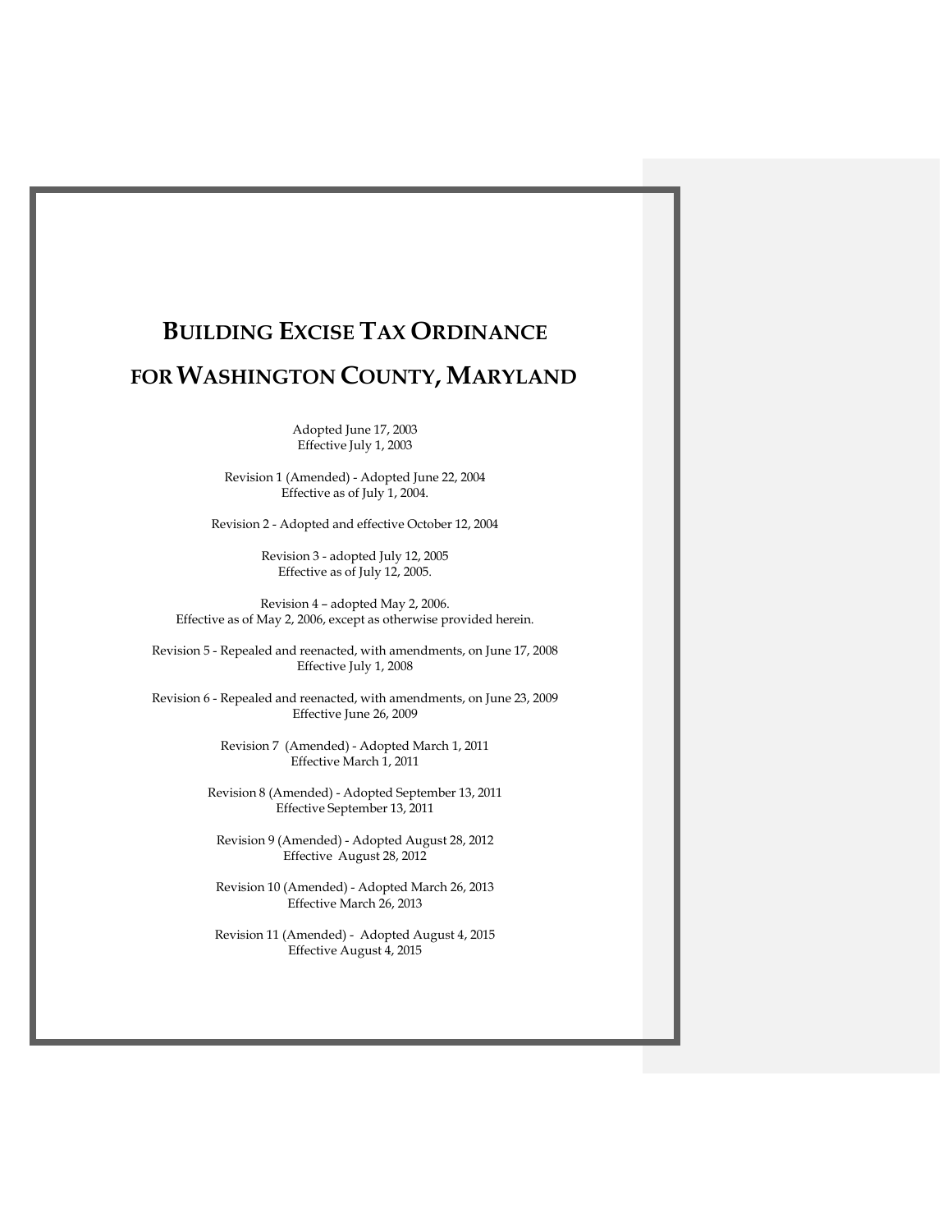# BUILDING EXCISE TAX ORDINANCE FOR WASHINGTON COUNTY, MARYLAND

Adopted June 17, 2003
Effective July 1, 2003

Revision 1 (Amended) - Adopted June 22, 2004
Effective as of July 1, 2004.

Revision 2 - Adopted and effective October 12, 2004

Revision 3 - adopted July 12, 2005
Effective as of July 12, 2005.

Revision 4 – adopted May 2, 2006.
Effective as of May 2, 2006, except as otherwise provided herein.

Revision 5 - Repealed and reenacted, with amendments, on June 17, 2008
Effective July 1, 2008

Revision 6 - Repealed and reenacted, with amendments, on June 23, 2009
Effective June 26, 2009

Revision 7 (Amended) - Adopted March 1, 2011
Effective March 1, 2011

Revision 8 (Amended) - Adopted September 13, 2011
Effective September 13, 2011

Revision 9 (Amended) - Adopted August 28, 2012
Effective August 28, 2012

Revision 10 (Amended) - Adopted March 26, 2013
Effective March 26, 2013

Revision 11 (Amended) - Adopted August 4, 2015
Effective August 4, 2015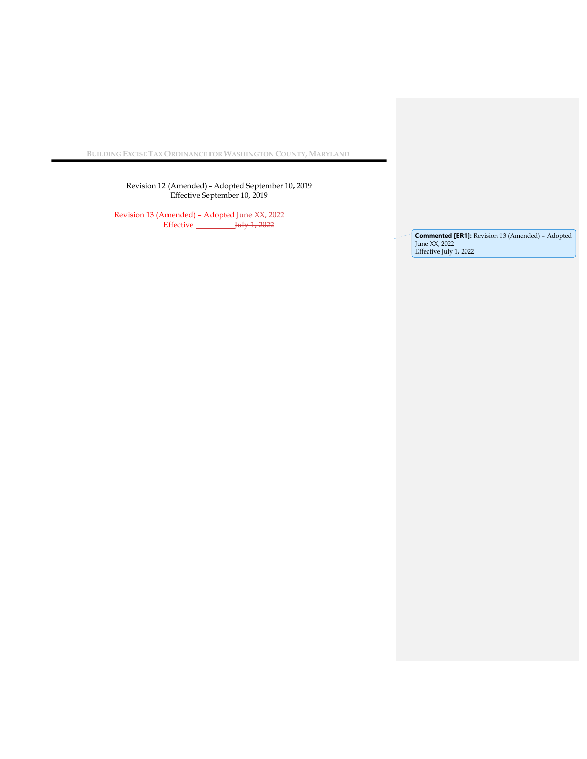Revision 12 (Amended) - Adopted September 10, 2019
Effective September 10, 2019

Revision 13 (Amended) – Adopted ~~June XX, 2022~~__________
Effective __________~~July 1, 2022~~

**Commented [ER1]:** Revision 13 (Amended) – Adopted June XX, 2022
Effective July 1, 2022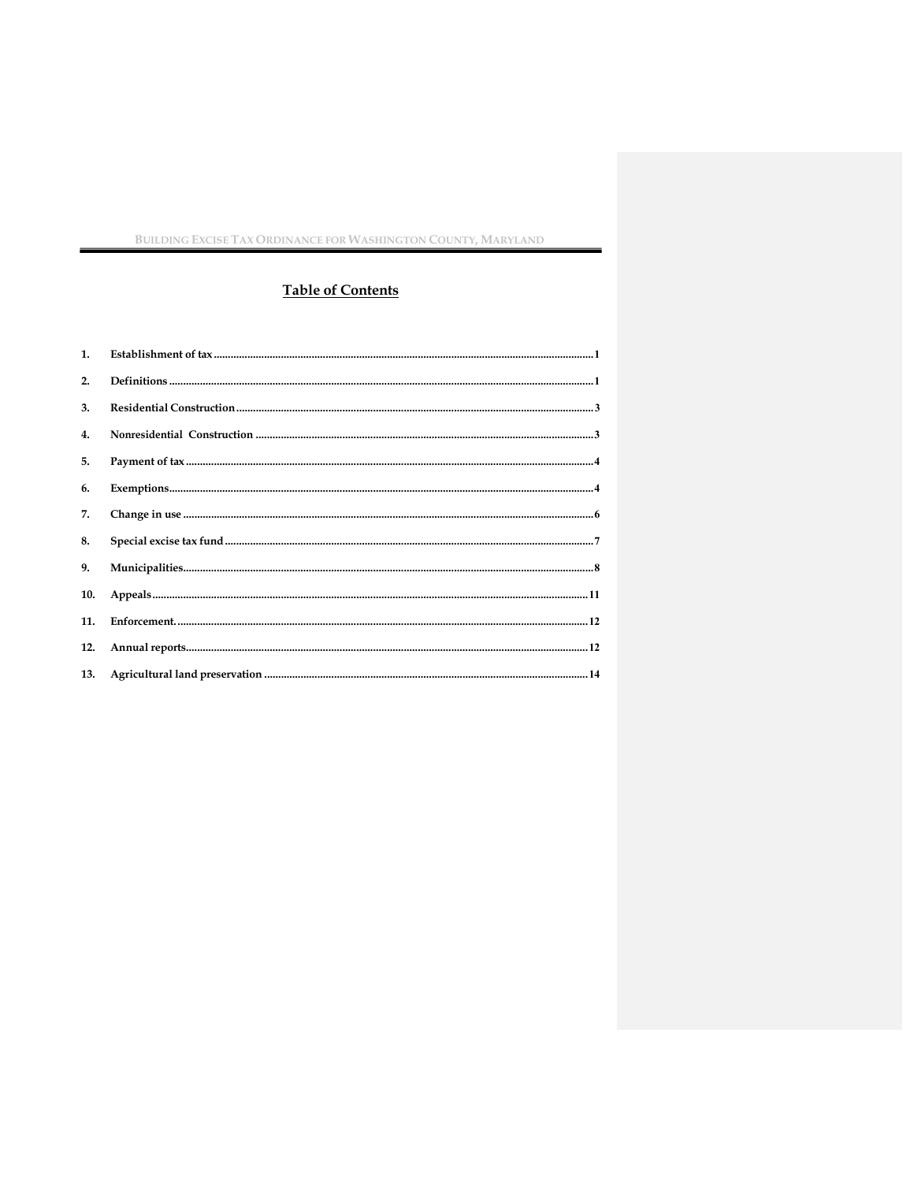## Table of Contents

1. Establishment of tax ........................................................................................................ 1
2. Definitions ........................................................................................................................ 1
3. Residential Construction ................................................................................................ 3
4. Nonresidential Construction ......................................................................................... 3
5. Payment of tax ................................................................................................................. 4
6. Exemptions ....................................................................................................................... 4
7. Change in use .................................................................................................................. 6
8. Special excise tax fund .................................................................................................... 7
9. Municipalities ................................................................................................................... 8
10. Appeals ........................................................................................................................... 11
11. Enforcement. .................................................................................................................. 12
12. Annual reports ............................................................................................................... 12
13. Agricultural land preservation .................................................................................... 14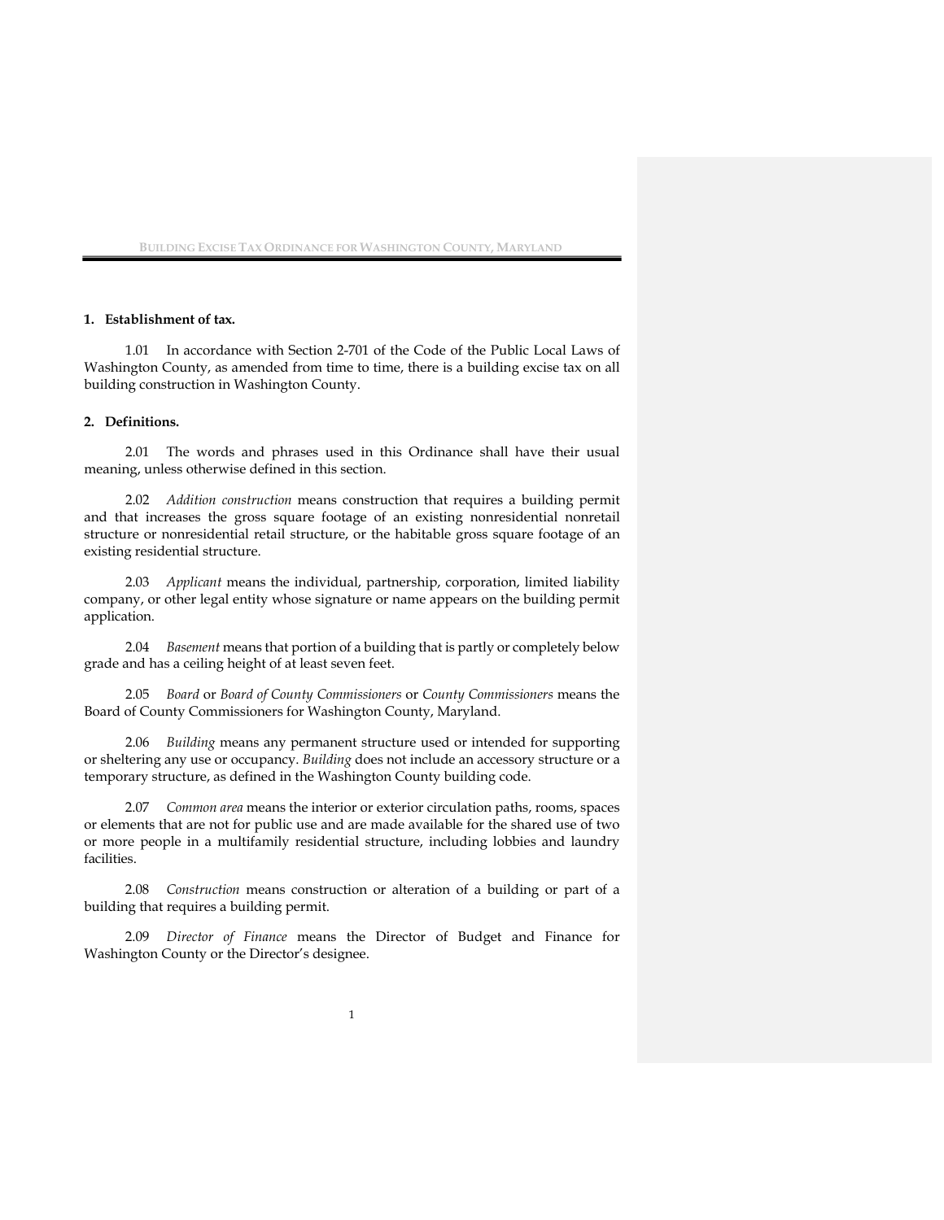**1. Establishment of tax.**

1.01 In accordance with Section 2-701 of the Code of the Public Local Laws of Washington County, as amended from time to time, there is a building excise tax on all building construction in Washington County.

**2. Definitions.**

2.01 The words and phrases used in this Ordinance shall have their usual meaning, unless otherwise defined in this section.

2.02 *Addition construction* means construction that requires a building permit and that increases the gross square footage of an existing nonresidential nonretail structure or nonresidential retail structure, or the habitable gross square footage of an existing residential structure.

2.03 *Applicant* means the individual, partnership, corporation, limited liability company, or other legal entity whose signature or name appears on the building permit application.

2.04 *Basement* means that portion of a building that is partly or completely below grade and has a ceiling height of at least seven feet.

2.05 *Board* or *Board of County Commissioners* or *County Commissioners* means the Board of County Commissioners for Washington County, Maryland.

2.06 *Building* means any permanent structure used or intended for supporting or sheltering any use or occupancy. *Building* does not include an accessory structure or a temporary structure, as defined in the Washington County building code.

2.07 *Common area* means the interior or exterior circulation paths, rooms, spaces or elements that are not for public use and are made available for the shared use of two or more people in a multifamily residential structure, including lobbies and laundry facilities.

2.08 *Construction* means construction or alteration of a building or part of a building that requires a building permit.

2.09 *Director of Finance* means the Director of Budget and Finance for Washington County or the Director's designee.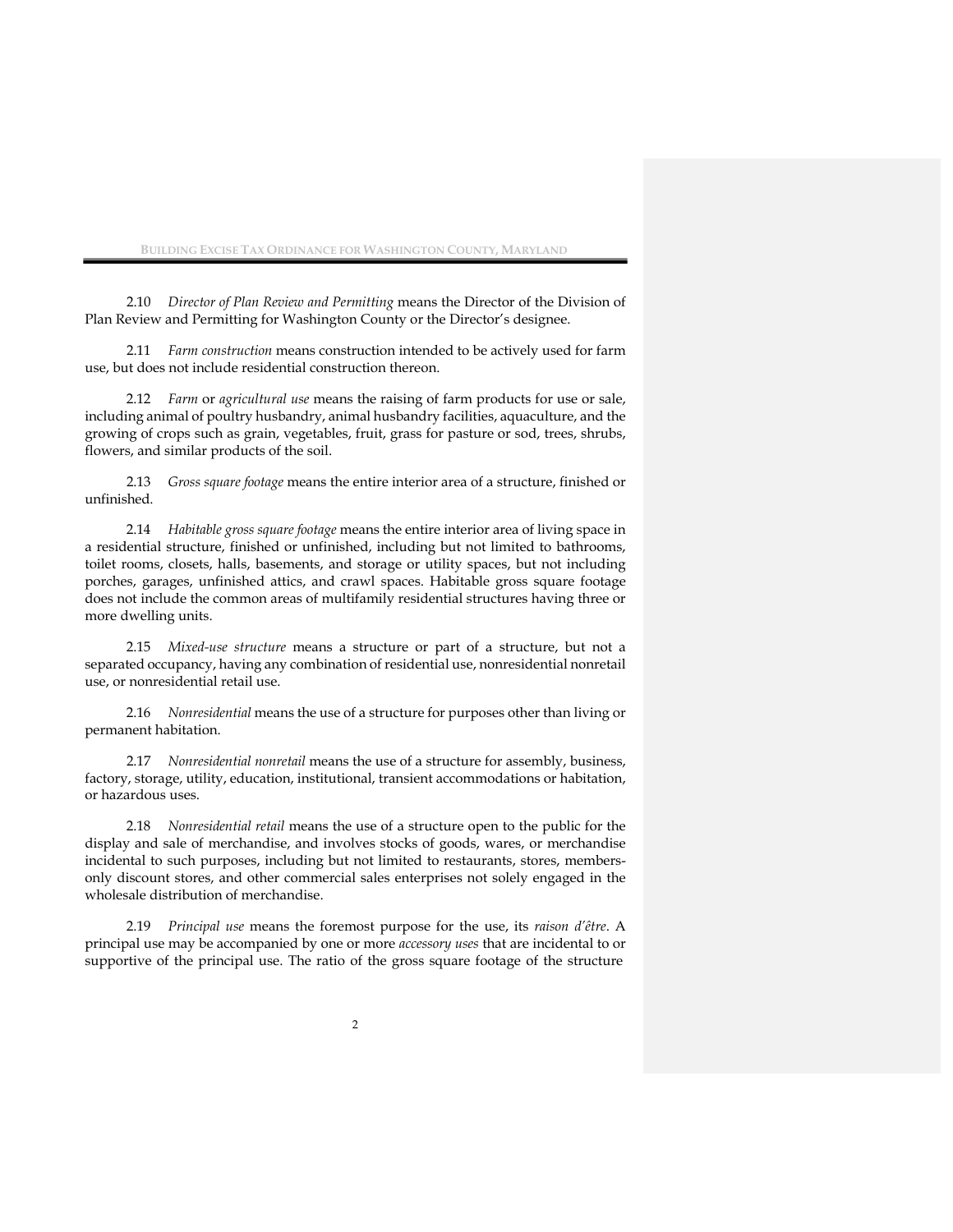2.10 *Director of Plan Review and Permitting* means the Director of the Division of Plan Review and Permitting for Washington County or the Director's designee.

2.11 *Farm construction* means construction intended to be actively used for farm use, but does not include residential construction thereon.

2.12 *Farm* or *agricultural use* means the raising of farm products for use or sale, including animal of poultry husbandry, animal husbandry facilities, aquaculture, and the growing of crops such as grain, vegetables, fruit, grass for pasture or sod, trees, shrubs, flowers, and similar products of the soil.

2.13 *Gross square footage* means the entire interior area of a structure, finished or unfinished.

2.14 *Habitable gross square footage* means the entire interior area of living space in a residential structure, finished or unfinished, including but not limited to bathrooms, toilet rooms, closets, halls, basements, and storage or utility spaces, but not including porches, garages, unfinished attics, and crawl spaces. Habitable gross square footage does not include the common areas of multifamily residential structures having three or more dwelling units.

2.15 *Mixed-use structure* means a structure or part of a structure, but not a separated occupancy, having any combination of residential use, nonresidential nonretail use, or nonresidential retail use.

2.16 *Nonresidential* means the use of a structure for purposes other than living or permanent habitation.

2.17 *Nonresidential nonretail* means the use of a structure for assembly, business, factory, storage, utility, education, institutional, transient accommodations or habitation, or hazardous uses.

2.18 *Nonresidential retail* means the use of a structure open to the public for the display and sale of merchandise, and involves stocks of goods, wares, or merchandise incidental to such purposes, including but not limited to restaurants, stores, members-only discount stores, and other commercial sales enterprises not solely engaged in the wholesale distribution of merchandise.

2.19 *Principal use* means the foremost purpose for the use, its *raison d'être*. A principal use may be accompanied by one or more *accessory uses* that are incidental to or supportive of the principal use. The ratio of the gross square footage of the structure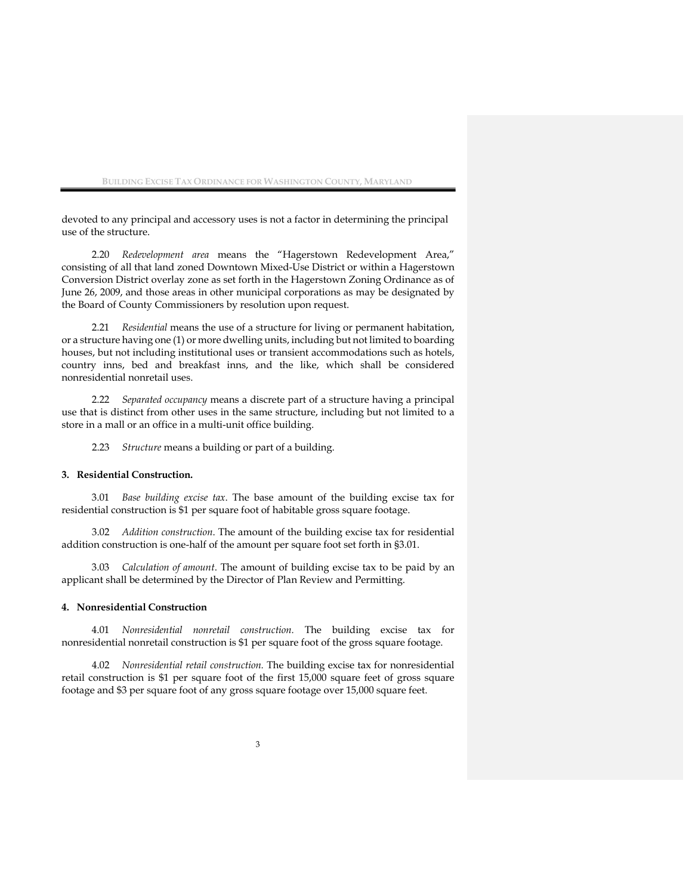devoted to any principal and accessory uses is not a factor in determining the principal use of the structure.

2.20 *Redevelopment area* means the "Hagerstown Redevelopment Area," consisting of all that land zoned Downtown Mixed-Use District or within a Hagerstown Conversion District overlay zone as set forth in the Hagerstown Zoning Ordinance as of June 26, 2009, and those areas in other municipal corporations as may be designated by the Board of County Commissioners by resolution upon request.

2.21 *Residential* means the use of a structure for living or permanent habitation, or a structure having one (1) or more dwelling units, including but not limited to boarding houses, but not including institutional uses or transient accommodations such as hotels, country inns, bed and breakfast inns, and the like, which shall be considered nonresidential nonretail uses.

2.22 *Separated occupancy* means a discrete part of a structure having a principal use that is distinct from other uses in the same structure, including but not limited to a store in a mall or an office in a multi-unit office building.

2.23 *Structure* means a building or part of a building.

**3. Residential Construction.**

3.01 *Base building excise tax*. The base amount of the building excise tax for residential construction is $1 per square foot of habitable gross square footage.

3.02 *Addition construction*. The amount of the building excise tax for residential addition construction is one-half of the amount per square foot set forth in §3.01.

3.03 *Calculation of amount*. The amount of building excise tax to be paid by an applicant shall be determined by the Director of Plan Review and Permitting.

**4. Nonresidential Construction**

4.01 *Nonresidential nonretail construction*. The building excise tax for nonresidential nonretail construction is $1 per square foot of the gross square footage.

4.02 *Nonresidential retail construction.* The building excise tax for nonresidential retail construction is $1 per square foot of the first 15,000 square feet of gross square footage and $3 per square foot of any gross square footage over 15,000 square feet.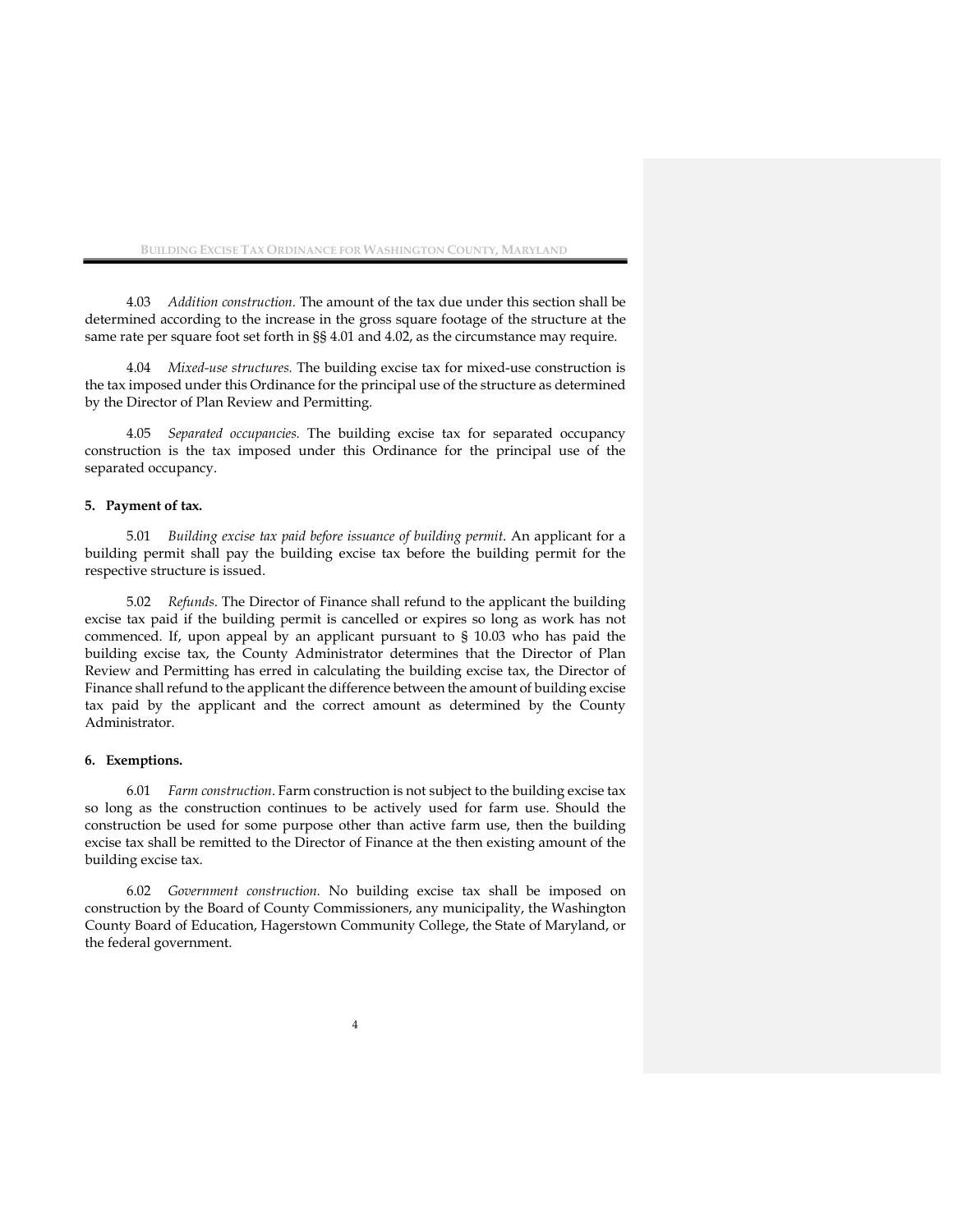4.03 *Addition construction.* The amount of the tax due under this section shall be determined according to the increase in the gross square footage of the structure at the same rate per square foot set forth in §§ 4.01 and 4.02, as the circumstance may require.

4.04 *Mixed-use structures.* The building excise tax for mixed-use construction is the tax imposed under this Ordinance for the principal use of the structure as determined by the Director of Plan Review and Permitting.

4.05 *Separated occupancies.* The building excise tax for separated occupancy construction is the tax imposed under this Ordinance for the principal use of the separated occupancy.

**5. Payment of tax.**

5.01 *Building excise tax paid before issuance of building permit.* An applicant for a building permit shall pay the building excise tax before the building permit for the respective structure is issued.

5.02 *Refunds.* The Director of Finance shall refund to the applicant the building excise tax paid if the building permit is cancelled or expires so long as work has not commenced. If, upon appeal by an applicant pursuant to § 10.03 who has paid the building excise tax, the County Administrator determines that the Director of Plan Review and Permitting has erred in calculating the building excise tax, the Director of Finance shall refund to the applicant the difference between the amount of building excise tax paid by the applicant and the correct amount as determined by the County Administrator.

**6. Exemptions.**

6.01 *Farm construction*. Farm construction is not subject to the building excise tax so long as the construction continues to be actively used for farm use. Should the construction be used for some purpose other than active farm use, then the building excise tax shall be remitted to the Director of Finance at the then existing amount of the building excise tax.

6.02 *Government construction.* No building excise tax shall be imposed on construction by the Board of County Commissioners, any municipality, the Washington County Board of Education, Hagerstown Community College, the State of Maryland, or the federal government.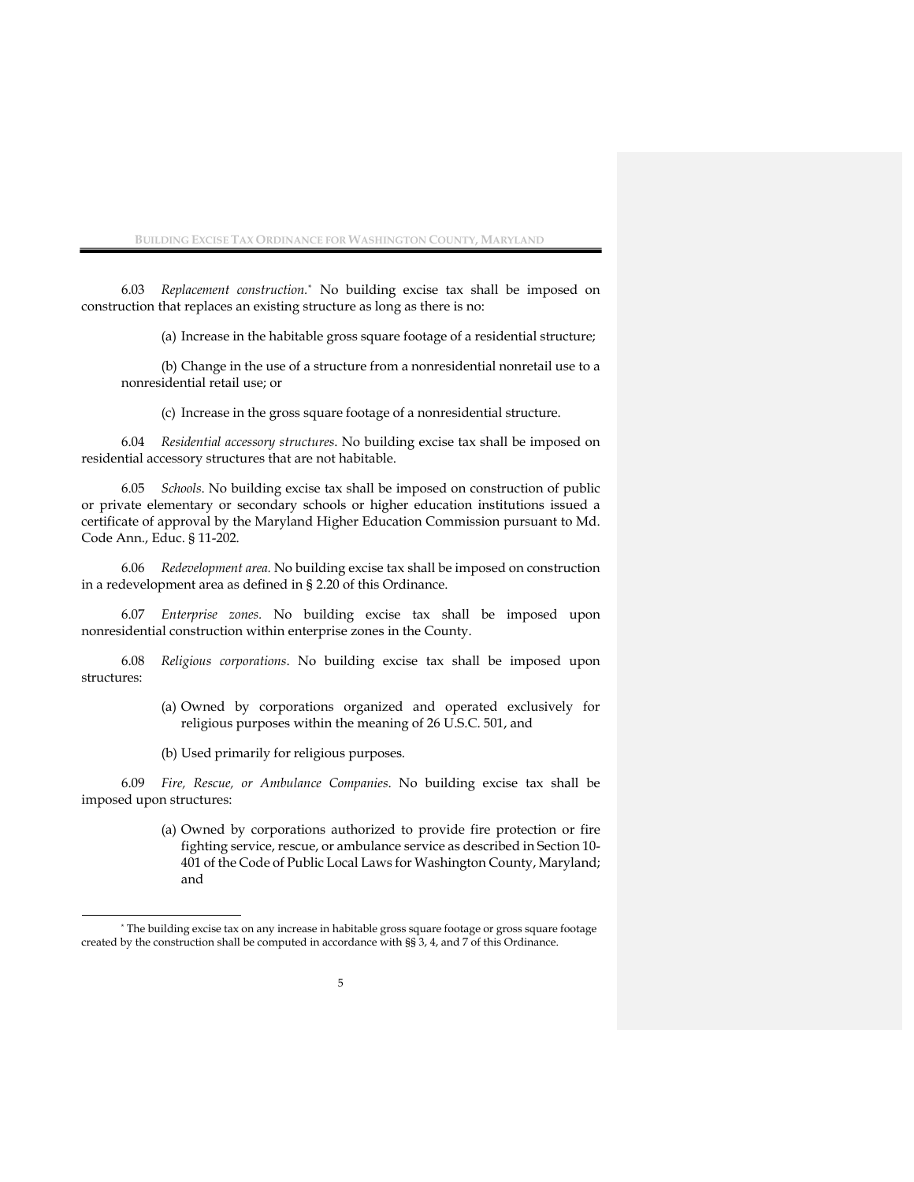6.03 *Replacement construction.*[*] No building excise tax shall be imposed on construction that replaces an existing structure as long as there is no:

(a) Increase in the habitable gross square footage of a residential structure;

(b) Change in the use of a structure from a nonresidential nonretail use to a nonresidential retail use; or

(c) Increase in the gross square footage of a nonresidential structure.

6.04 *Residential accessory structures*. No building excise tax shall be imposed on residential accessory structures that are not habitable.

6.05 *Schools*. No building excise tax shall be imposed on construction of public or private elementary or secondary schools or higher education institutions issued a certificate of approval by the Maryland Higher Education Commission pursuant to Md. Code Ann., Educ. § 11-202.

6.06 *Redevelopment area.* No building excise tax shall be imposed on construction in a redevelopment area as defined in § 2.20 of this Ordinance.

6.07 *Enterprise zones.* No building excise tax shall be imposed upon nonresidential construction within enterprise zones in the County.

6.08 *Religious corporations*. No building excise tax shall be imposed upon structures:

(a) Owned by corporations organized and operated exclusively for religious purposes within the meaning of 26 U.S.C. 501, and

(b) Used primarily for religious purposes.

6.09 *Fire, Rescue, or Ambulance Companies*. No building excise tax shall be imposed upon structures:

(a) Owned by corporations authorized to provide fire protection or fire fighting service, rescue, or ambulance service as described in Section 10-401 of the Code of Public Local Laws for Washington County, Maryland; and

[*] The building excise tax on any increase in habitable gross square footage or gross square footage created by the construction shall be computed in accordance with §§ 3, 4, and 7 of this Ordinance.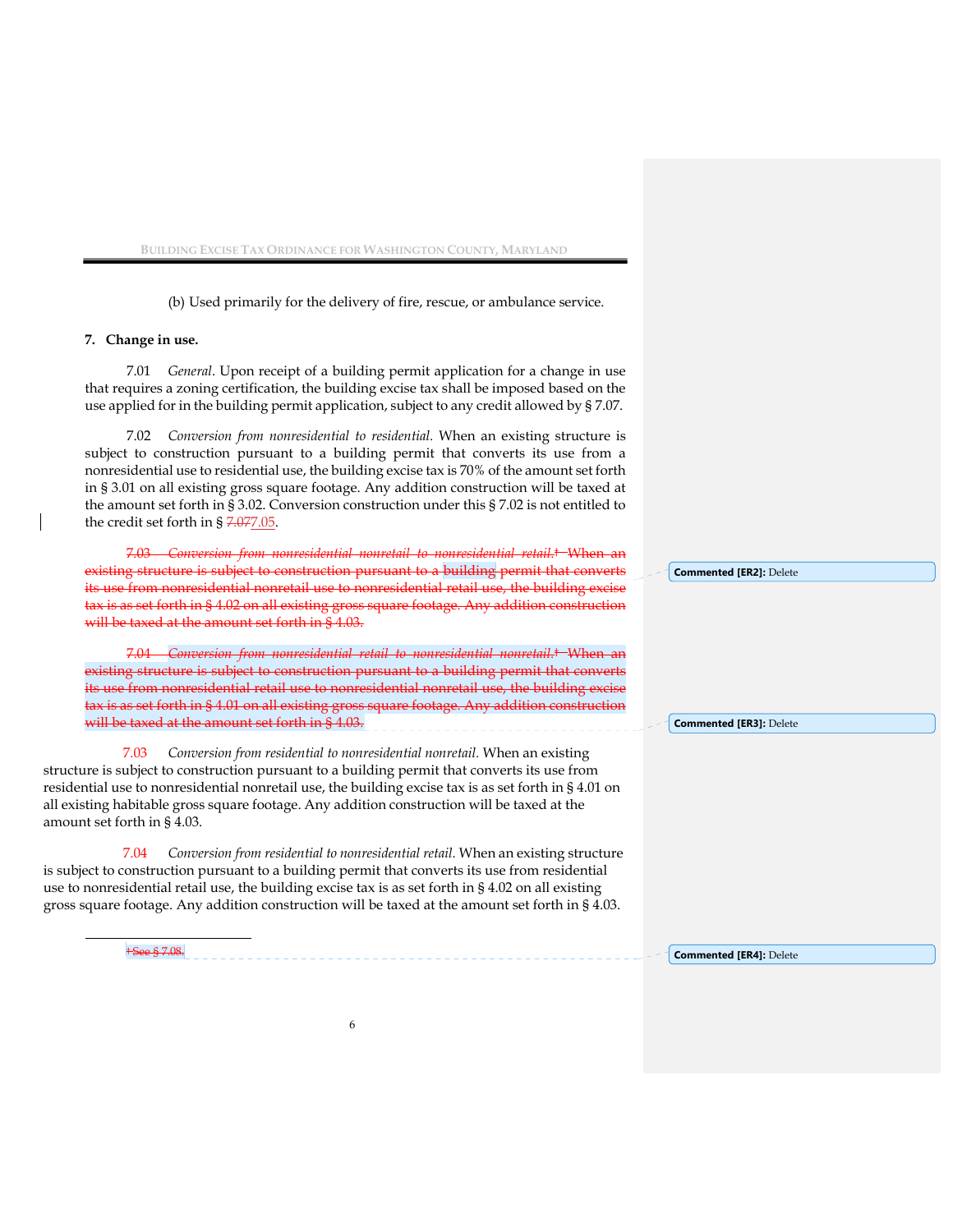(b) Used primarily for the delivery of fire, rescue, or ambulance service.

**7. Change in use.**

7.01 *General*. Upon receipt of a building permit application for a change in use that requires a zoning certification, the building excise tax shall be imposed based on the use applied for in the building permit application, subject to any credit allowed by § 7.07.

7.02 *Conversion from nonresidential to residential.* When an existing structure is subject to construction pursuant to a building permit that converts its use from a nonresidential use to residential use, the building excise tax is 70% of the amount set forth in § 3.01 on all existing gross square footage. Any addition construction will be taxed at the amount set forth in § 3.02. Conversion construction under this § 7.02 is not entitled to the credit set forth in § ~~7.07~~7.05.

~~7.03 *Conversion from nonresidential nonretail to nonresidential retail.*[1] When an existing structure is subject to construction pursuant to a building permit that converts its use from nonresidential nonretail use to nonresidential retail use, the building excise tax is as set forth in § 4.02 on all existing gross square footage. Any addition construction will be taxed at the amount set forth in § 4.03.~~

~~7.04 *Conversion from nonresidential retail to nonresidential nonretail.*[1] When an existing structure is subject to construction pursuant to a building permit that converts its use from nonresidential retail use to nonresidential nonretail use, the building excise tax is as set forth in § 4.01 on all existing gross square footage. Any addition construction will be taxed at the amount set forth in § 4.03.~~

7.03 *Conversion from residential to nonresidential nonretail.* When an existing structure is subject to construction pursuant to a building permit that converts its use from residential use to nonresidential nonretail use, the building excise tax is as set forth in § 4.01 on all existing habitable gross square footage. Any addition construction will be taxed at the amount set forth in § 4.03.

7.04 *Conversion from residential to nonresidential retail.* When an existing structure is subject to construction pursuant to a building permit that converts its use from residential use to nonresidential retail use, the building excise tax is as set forth in § 4.02 on all existing gross square footage. Any addition construction will be taxed at the amount set forth in § 4.03.

---

~~[1] See § 7.08.~~

Commented [ER2]: Delete

Commented [ER3]: Delete

Commented [ER4]: Delete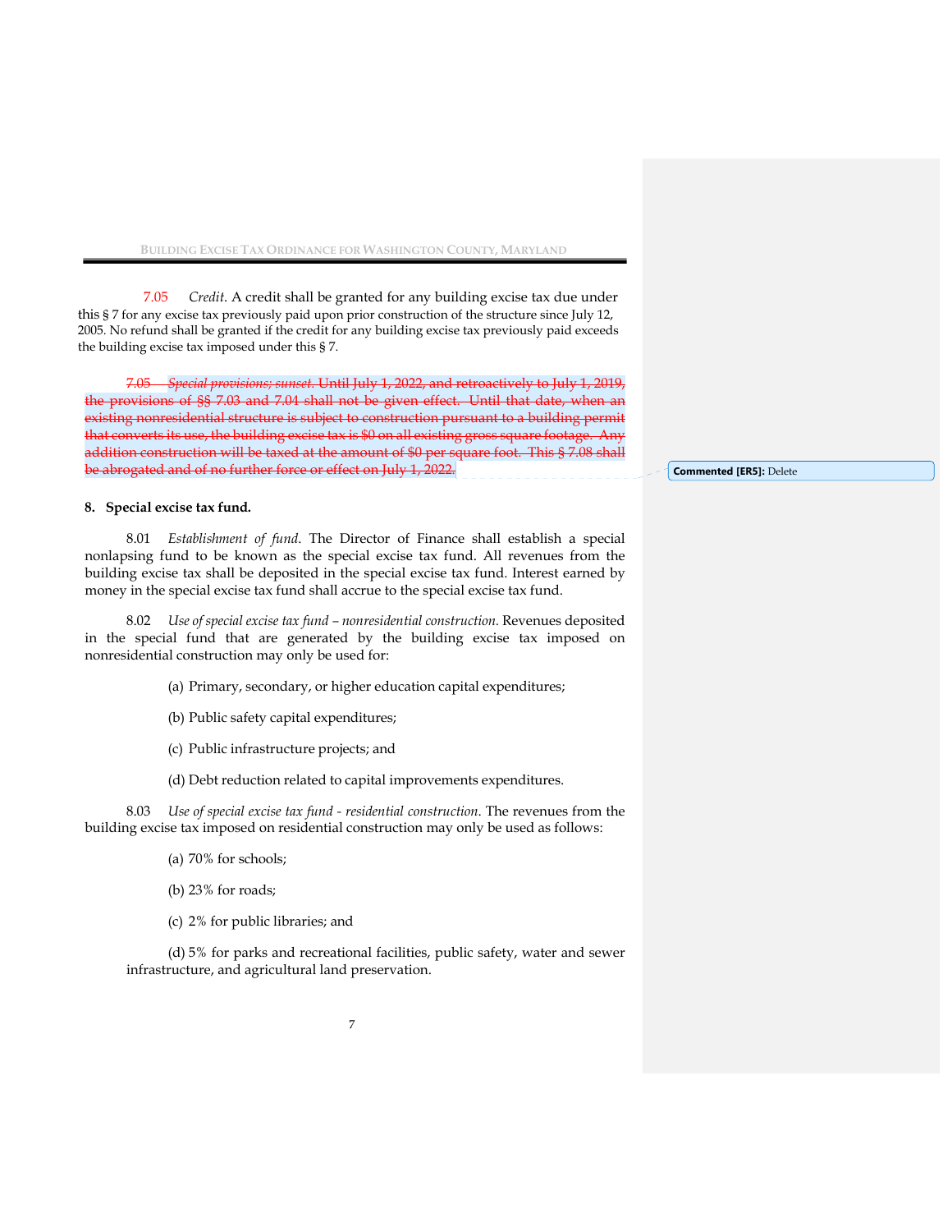7.05 *Credit*. A credit shall be granted for any building excise tax due under this § 7 for any excise tax previously paid upon prior construction of the structure since July 12, 2005. No refund shall be granted if the credit for any building excise tax previously paid exceeds the building excise tax imposed under this § 7.

~~7.05 *Special provisions; sunset*. Until July 1, 2022, and retroactively to July 1, 2019, the provisions of §§ 7.03 and 7.04 shall not be given effect. Until that date, when an existing nonresidential structure is subject to construction pursuant to a building permit that converts its use, the building excise tax is $0 on all existing gross square footage. Any addition construction will be taxed at the amount of $0 per square foot. This § 7.08 shall be abrogated and of no further force or effect on July 1, 2022.~~

**Commented [ER5]:** Delete

**8. Special excise tax fund.**

8.01 *Establishment of fund*. The Director of Finance shall establish a special nonlapsing fund to be known as the special excise tax fund. All revenues from the building excise tax shall be deposited in the special excise tax fund. Interest earned by money in the special excise tax fund shall accrue to the special excise tax fund.

8.02 *Use of special excise tax fund – nonresidential construction*. Revenues deposited in the special fund that are generated by the building excise tax imposed on nonresidential construction may only be used for:

(a) Primary, secondary, or higher education capital expenditures;

(b) Public safety capital expenditures;

(c) Public infrastructure projects; and

(d) Debt reduction related to capital improvements expenditures.

8.03 *Use of special excise tax fund - residential construction*. The revenues from the building excise tax imposed on residential construction may only be used as follows:

(a) 70% for schools;

(b) 23% for roads;

(c) 2% for public libraries; and

(d) 5% for parks and recreational facilities, public safety, water and sewer infrastructure, and agricultural land preservation.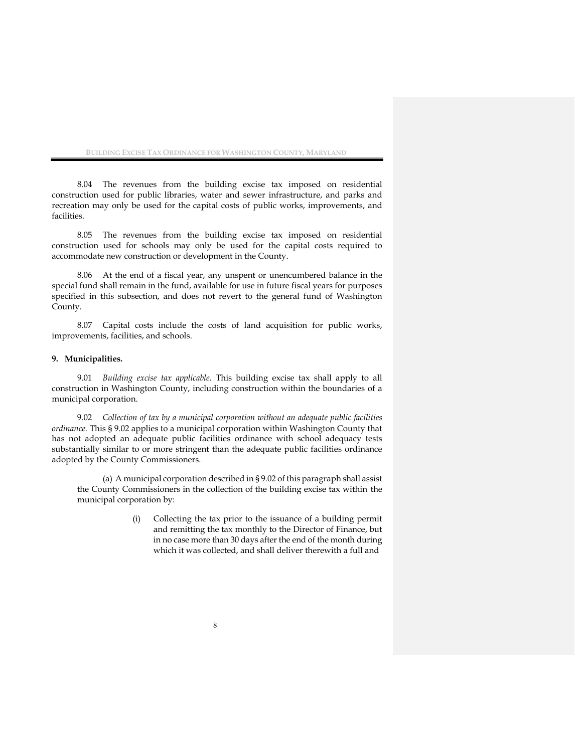8.04 The revenues from the building excise tax imposed on residential construction used for public libraries, water and sewer infrastructure, and parks and recreation may only be used for the capital costs of public works, improvements, and facilities.

8.05 The revenues from the building excise tax imposed on residential construction used for schools may only be used for the capital costs required to accommodate new construction or development in the County.

8.06 At the end of a fiscal year, any unspent or unencumbered balance in the special fund shall remain in the fund, available for use in future fiscal years for purposes specified in this subsection, and does not revert to the general fund of Washington County.

8.07 Capital costs include the costs of land acquisition for public works, improvements, facilities, and schools.

**9. Municipalities.**

9.01 *Building excise tax applicable.* This building excise tax shall apply to all construction in Washington County, including construction within the boundaries of a municipal corporation.

9.02 *Collection of tax by a municipal corporation without an adequate public facilities ordinance.* This § 9.02 applies to a municipal corporation within Washington County that has not adopted an adequate public facilities ordinance with school adequacy tests substantially similar to or more stringent than the adequate public facilities ordinance adopted by the County Commissioners.

(a) A municipal corporation described in § 9.02 of this paragraph shall assist the County Commissioners in the collection of the building excise tax within the municipal corporation by:

(i) Collecting the tax prior to the issuance of a building permit and remitting the tax monthly to the Director of Finance, but in no case more than 30 days after the end of the month during which it was collected, and shall deliver therewith a full and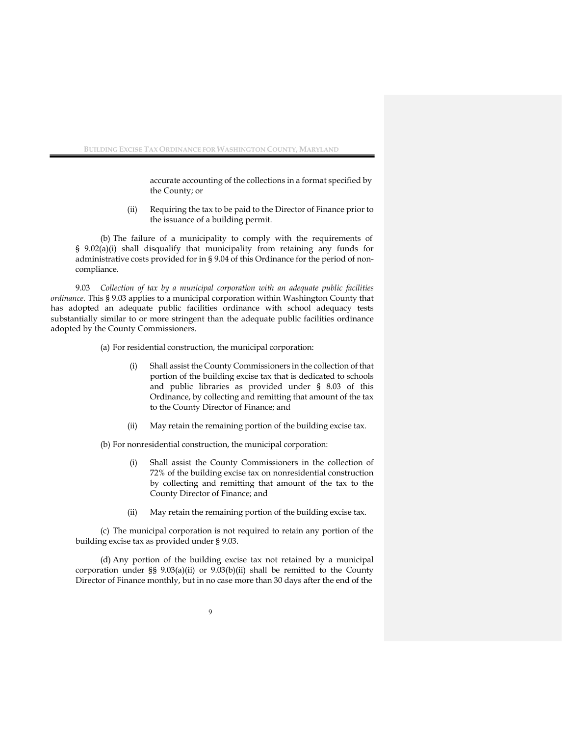accurate accounting of the collections in a format specified by the County; or

(ii) Requiring the tax to be paid to the Director of Finance prior to the issuance of a building permit.

(b) The failure of a municipality to comply with the requirements of § 9.02(a)(i) shall disqualify that municipality from retaining any funds for administrative costs provided for in § 9.04 of this Ordinance for the period of non-compliance.

9.03 *Collection of tax by a municipal corporation with an adequate public facilities ordinance.* This § 9.03 applies to a municipal corporation within Washington County that has adopted an adequate public facilities ordinance with school adequacy tests substantially similar to or more stringent than the adequate public facilities ordinance adopted by the County Commissioners.

(a) For residential construction, the municipal corporation:

(i) Shall assist the County Commissioners in the collection of that portion of the building excise tax that is dedicated to schools and public libraries as provided under § 8.03 of this Ordinance, by collecting and remitting that amount of the tax to the County Director of Finance; and

(ii) May retain the remaining portion of the building excise tax.

(b) For nonresidential construction, the municipal corporation:

(i) Shall assist the County Commissioners in the collection of 72% of the building excise tax on nonresidential construction by collecting and remitting that amount of the tax to the County Director of Finance; and

(ii) May retain the remaining portion of the building excise tax.

(c) The municipal corporation is not required to retain any portion of the building excise tax as provided under § 9.03.

(d) Any portion of the building excise tax not retained by a municipal corporation under §§ 9.03(a)(ii) or 9.03(b)(ii) shall be remitted to the County Director of Finance monthly, but in no case more than 30 days after the end of the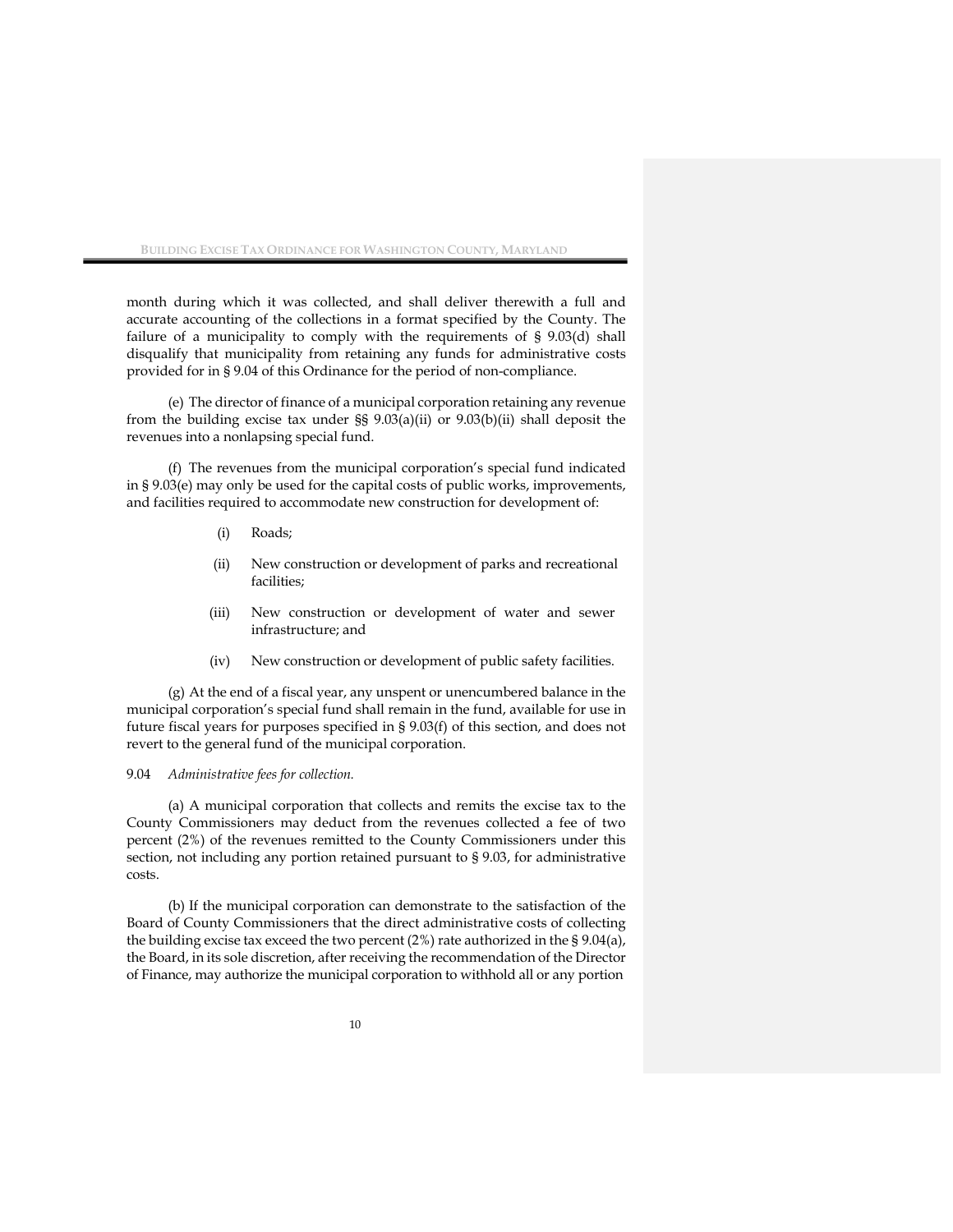month during which it was collected, and shall deliver therewith a full and accurate accounting of the collections in a format specified by the County. The failure of a municipality to comply with the requirements of § 9.03(d) shall disqualify that municipality from retaining any funds for administrative costs provided for in § 9.04 of this Ordinance for the period of non-compliance.

(e) The director of finance of a municipal corporation retaining any revenue from the building excise tax under §§ 9.03(a)(ii) or 9.03(b)(ii) shall deposit the revenues into a nonlapsing special fund.

(f) The revenues from the municipal corporation's special fund indicated in § 9.03(e) may only be used for the capital costs of public works, improvements, and facilities required to accommodate new construction for development of:

- (i) Roads;
- (ii) New construction or development of parks and recreational facilities;
- (iii) New construction or development of water and sewer infrastructure; and
- (iv) New construction or development of public safety facilities.

(g) At the end of a fiscal year, any unspent or unencumbered balance in the municipal corporation's special fund shall remain in the fund, available for use in future fiscal years for purposes specified in § 9.03(f) of this section, and does not revert to the general fund of the municipal corporation.

9.04 *Administrative fees for collection.*

(a) A municipal corporation that collects and remits the excise tax to the County Commissioners may deduct from the revenues collected a fee of two percent (2%) of the revenues remitted to the County Commissioners under this section, not including any portion retained pursuant to § 9.03, for administrative costs.

(b) If the municipal corporation can demonstrate to the satisfaction of the Board of County Commissioners that the direct administrative costs of collecting the building excise tax exceed the two percent (2%) rate authorized in the § 9.04(a), the Board, in its sole discretion, after receiving the recommendation of the Director of Finance, may authorize the municipal corporation to withhold all or any portion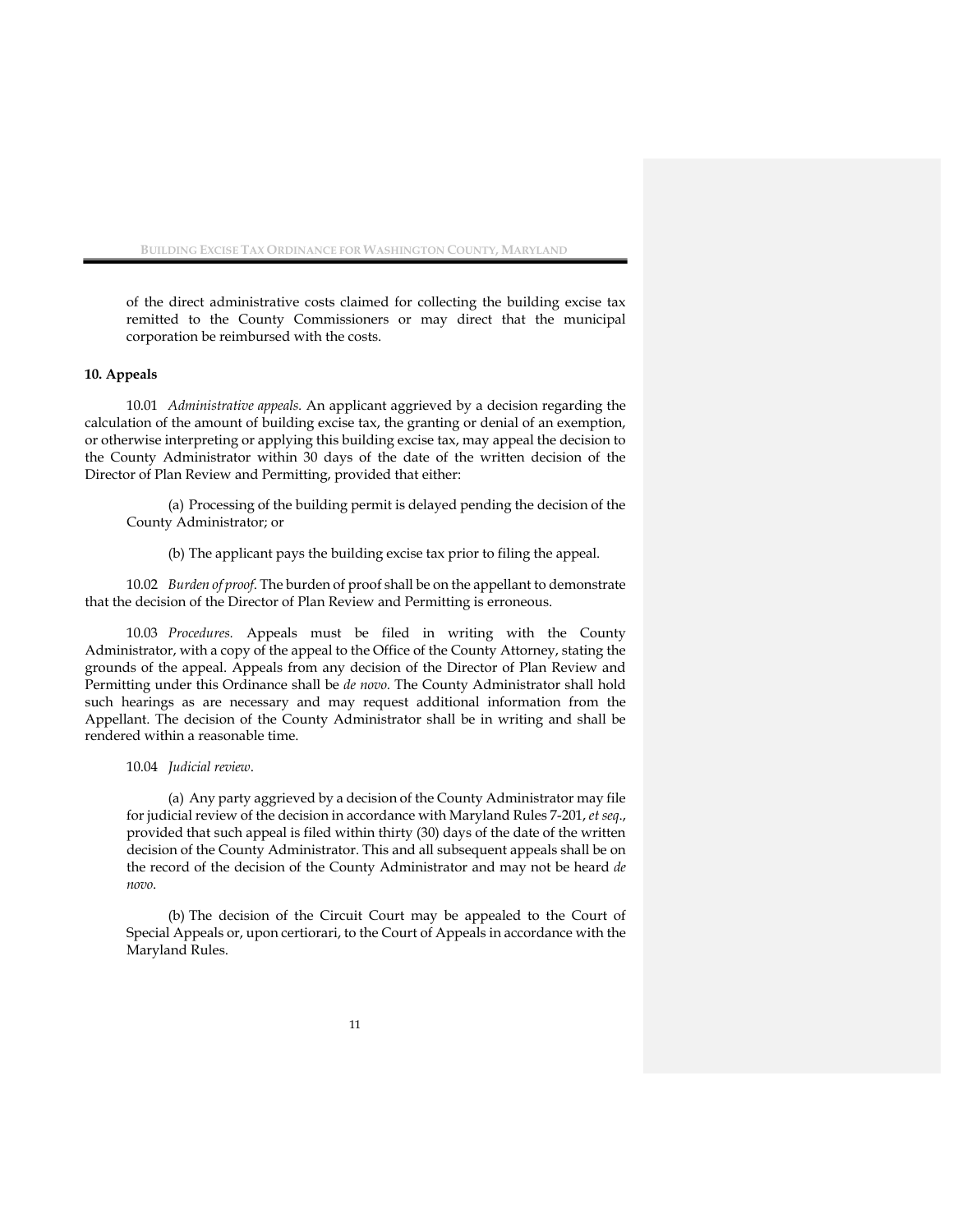of the direct administrative costs claimed for collecting the building excise tax remitted to the County Commissioners or may direct that the municipal corporation be reimbursed with the costs.

**10. Appeals**

10.01 *Administrative appeals.* An applicant aggrieved by a decision regarding the calculation of the amount of building excise tax, the granting or denial of an exemption, or otherwise interpreting or applying this building excise tax, may appeal the decision to the County Administrator within 30 days of the date of the written decision of the Director of Plan Review and Permitting, provided that either:

(a) Processing of the building permit is delayed pending the decision of the County Administrator; or

(b) The applicant pays the building excise tax prior to filing the appeal.

10.02 *Burden of proof.* The burden of proof shall be on the appellant to demonstrate that the decision of the Director of Plan Review and Permitting is erroneous.

10.03 *Procedures.* Appeals must be filed in writing with the County Administrator, with a copy of the appeal to the Office of the County Attorney, stating the grounds of the appeal. Appeals from any decision of the Director of Plan Review and Permitting under this Ordinance shall be *de novo*. The County Administrator shall hold such hearings as are necessary and may request additional information from the Appellant. The decision of the County Administrator shall be in writing and shall be rendered within a reasonable time.

10.04 *Judicial review.*

(a) Any party aggrieved by a decision of the County Administrator may file for judicial review of the decision in accordance with Maryland Rules 7-201, *et seq.*, provided that such appeal is filed within thirty (30) days of the date of the written decision of the County Administrator. This and all subsequent appeals shall be on the record of the decision of the County Administrator and may not be heard *de novo*.

(b) The decision of the Circuit Court may be appealed to the Court of Special Appeals or, upon certiorari, to the Court of Appeals in accordance with the Maryland Rules.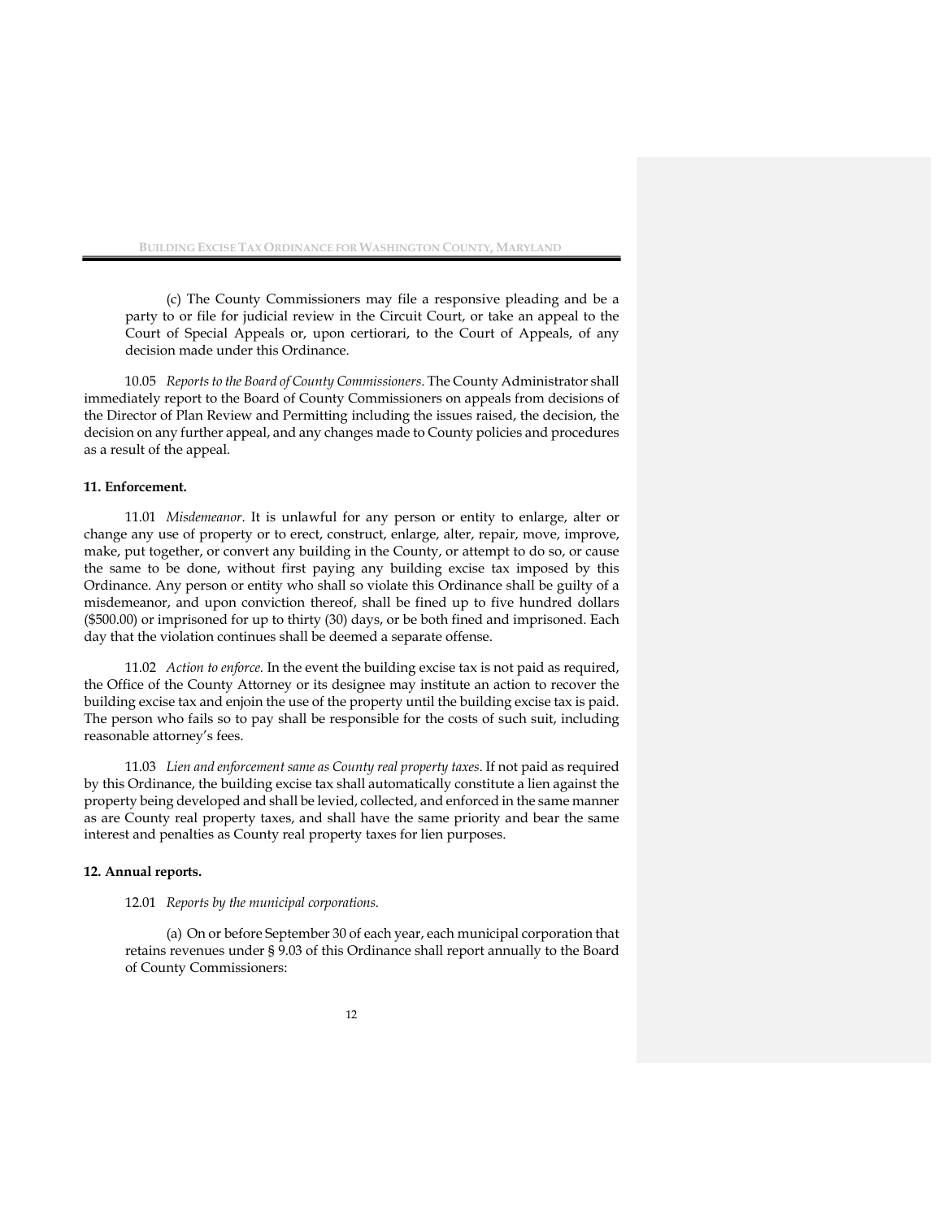(c) The County Commissioners may file a responsive pleading and be a party to or file for judicial review in the Circuit Court, or take an appeal to the Court of Special Appeals or, upon certiorari, to the Court of Appeals, of any decision made under this Ordinance.

10.05 *Reports to the Board of County Commissioners*. The County Administrator shall immediately report to the Board of County Commissioners on appeals from decisions of the Director of Plan Review and Permitting including the issues raised, the decision, the decision on any further appeal, and any changes made to County policies and procedures as a result of the appeal.

**11. Enforcement.**

11.01 *Misdemeanor*. It is unlawful for any person or entity to enlarge, alter or change any use of property or to erect, construct, enlarge, alter, repair, move, improve, make, put together, or convert any building in the County, or attempt to do so, or cause the same to be done, without first paying any building excise tax imposed by this Ordinance. Any person or entity who shall so violate this Ordinance shall be guilty of a misdemeanor, and upon conviction thereof, shall be fined up to five hundred dollars ($500.00) or imprisoned for up to thirty (30) days, or be both fined and imprisoned. Each day that the violation continues shall be deemed a separate offense.

11.02 *Action to enforce.* In the event the building excise tax is not paid as required, the Office of the County Attorney or its designee may institute an action to recover the building excise tax and enjoin the use of the property until the building excise tax is paid. The person who fails so to pay shall be responsible for the costs of such suit, including reasonable attorney's fees.

11.03 *Lien and enforcement same as County real property taxes*. If not paid as required by this Ordinance, the building excise tax shall automatically constitute a lien against the property being developed and shall be levied, collected, and enforced in the same manner as are County real property taxes, and shall have the same priority and bear the same interest and penalties as County real property taxes for lien purposes.

**12. Annual reports.**

12.01 *Reports by the municipal corporations.*

(a) On or before September 30 of each year, each municipal corporation that retains revenues under § 9.03 of this Ordinance shall report annually to the Board of County Commissioners: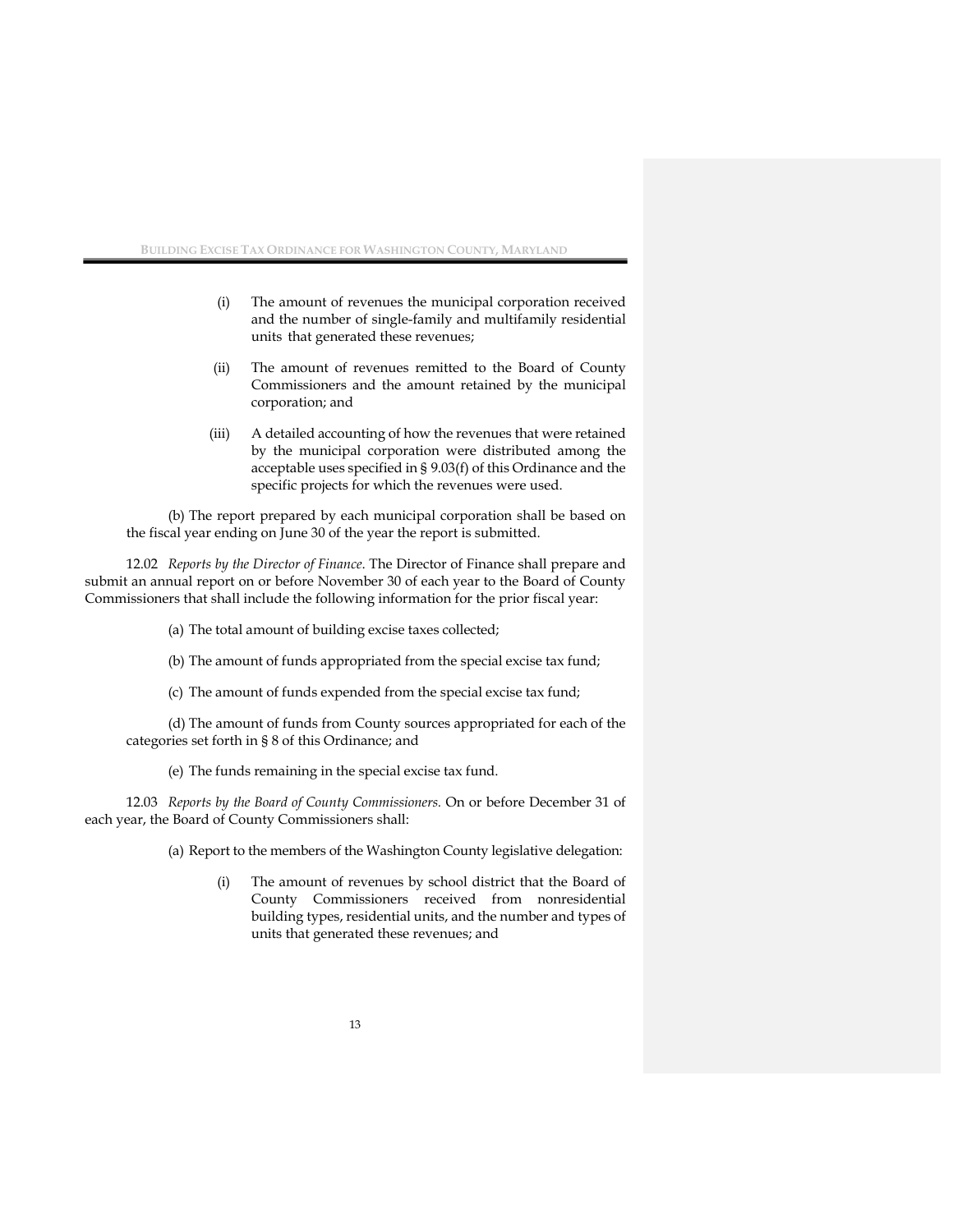(i) The amount of revenues the municipal corporation received and the number of single-family and multifamily residential units that generated these revenues;

(ii) The amount of revenues remitted to the Board of County Commissioners and the amount retained by the municipal corporation; and

(iii) A detailed accounting of how the revenues that were retained by the municipal corporation were distributed among the acceptable uses specified in § 9.03(f) of this Ordinance and the specific projects for which the revenues were used.

(b) The report prepared by each municipal corporation shall be based on the fiscal year ending on June 30 of the year the report is submitted.

12.02 *Reports by the Director of Finance*. The Director of Finance shall prepare and submit an annual report on or before November 30 of each year to the Board of County Commissioners that shall include the following information for the prior fiscal year:

(a) The total amount of building excise taxes collected;

(b) The amount of funds appropriated from the special excise tax fund;

(c) The amount of funds expended from the special excise tax fund;

(d) The amount of funds from County sources appropriated for each of the categories set forth in § 8 of this Ordinance; and

(e) The funds remaining in the special excise tax fund.

12.03 *Reports by the Board of County Commissioners.* On or before December 31 of each year, the Board of County Commissioners shall:

(a) Report to the members of the Washington County legislative delegation:

(i) The amount of revenues by school district that the Board of County Commissioners received from nonresidential building types, residential units, and the number and types of units that generated these revenues; and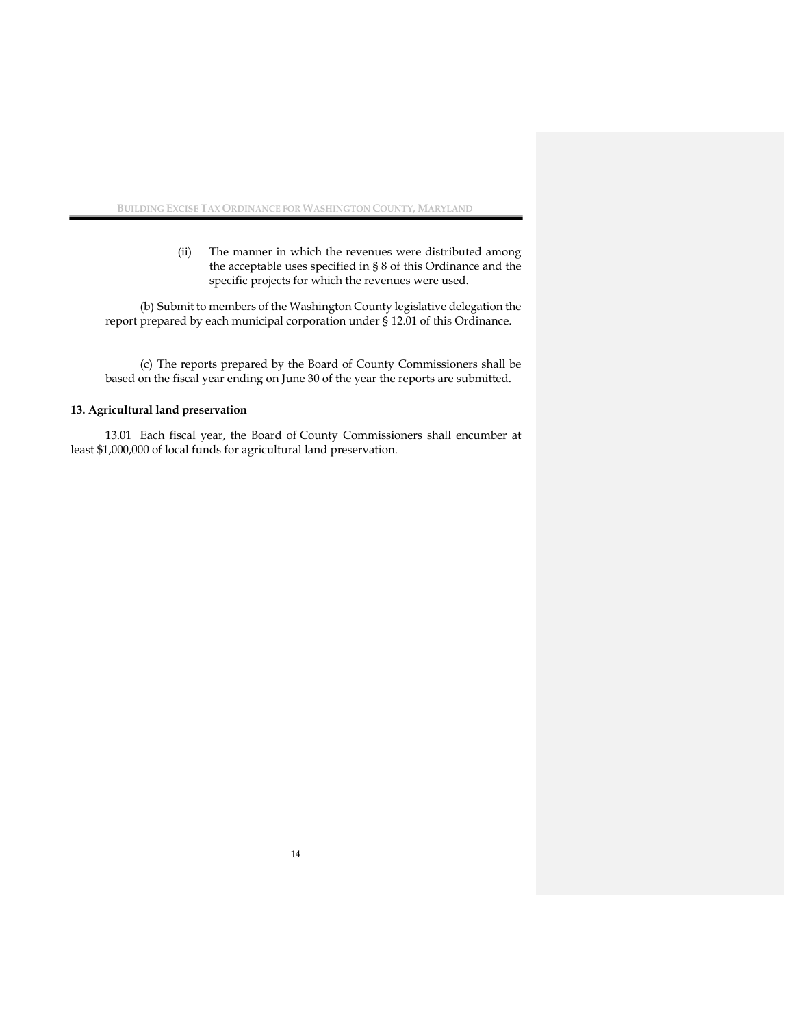(ii) The manner in which the revenues were distributed among the acceptable uses specified in § 8 of this Ordinance and the specific projects for which the revenues were used.

(b) Submit to members of the Washington County legislative delegation the report prepared by each municipal corporation under § 12.01 of this Ordinance.

(c) The reports prepared by the Board of County Commissioners shall be based on the fiscal year ending on June 30 of the year the reports are submitted.

**13. Agricultural land preservation**

13.01 Each fiscal year, the Board of County Commissioners shall encumber at least $1,000,000 of local funds for agricultural land preservation.